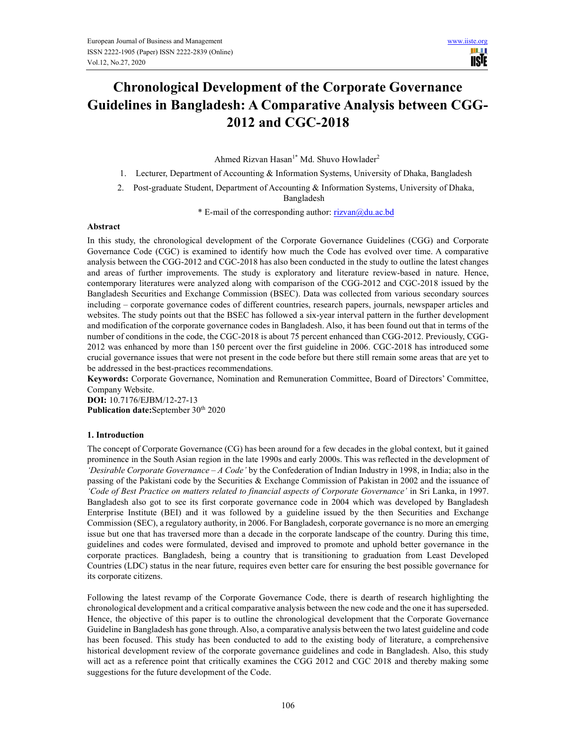# Chronological Development of the Corporate Governance Guidelines in Bangladesh: A Comparative Analysis between CGG-2012 and CGC-2018

Ahmed Rizvan Hasan[1*] Md. Shuvo Howlader[2]

1. Lecturer, Department of Accounting & Information Systems, University of Dhaka, Bangladesh
2. Post-graduate Student, Department of Accounting & Information Systems, University of Dhaka, Bangladesh

\* E-mail of the corresponding author: rizvan@du.ac.bd

## Abstract

In this study, the chronological development of the Corporate Governance Guidelines (CGG) and Corporate Governance Code (CGC) is examined to identify how much the Code has evolved over time. A comparative analysis between the CGG-2012 and CGC-2018 has also been conducted in the study to outline the latest changes and areas of further improvements. The study is exploratory and literature review-based in nature. Hence, contemporary literatures were analyzed along with comparison of the CGG-2012 and CGC-2018 issued by the Bangladesh Securities and Exchange Commission (BSEC). Data was collected from various secondary sources including – corporate governance codes of different countries, research papers, journals, newspaper articles and websites. The study points out that the BSEC has followed a six-year interval pattern in the further development and modification of the corporate governance codes in Bangladesh. Also, it has been found out that in terms of the number of conditions in the code, the CGC-2018 is about 75 percent enhanced than CGG-2012. Previously, CGG-2012 was enhanced by more than 150 percent over the first guideline in 2006. CGC-2018 has introduced some crucial governance issues that were not present in the code before but there still remain some areas that are yet to be addressed in the best-practices recommendations.

**Keywords:** Corporate Governance, Nomination and Remuneration Committee, Board of Directors' Committee, Company Website.

**DOI:** 10.7176/EJBM/12-27-13

**Publication date:** September 30th 2020

## 1. Introduction

The concept of Corporate Governance (CG) has been around for a few decades in the global context, but it gained prominence in the South Asian region in the late 1990s and early 2000s. This was reflected in the development of *'Desirable Corporate Governance – A Code'* by the Confederation of Indian Industry in 1998, in India; also in the passing of the Pakistani code by the Securities & Exchange Commission of Pakistan in 2002 and the issuance of *'Code of Best Practice on matters related to financial aspects of Corporate Governance'* in Sri Lanka, in 1997. Bangladesh also got to see its first corporate governance code in 2004 which was developed by Bangladesh Enterprise Institute (BEI) and it was followed by a guideline issued by the then Securities and Exchange Commission (SEC), a regulatory authority, in 2006. For Bangladesh, corporate governance is no more an emerging issue but one that has traversed more than a decade in the corporate landscape of the country. During this time, guidelines and codes were formulated, devised and improved to promote and uphold better governance in the corporate practices. Bangladesh, being a country that is transitioning to graduation from Least Developed Countries (LDC) status in the near future, requires even better care for ensuring the best possible governance for its corporate citizens.

Following the latest revamp of the Corporate Governance Code, there is dearth of research highlighting the chronological development and a critical comparative analysis between the new code and the one it has superseded. Hence, the objective of this paper is to outline the chronological development that the Corporate Governance Guideline in Bangladesh has gone through. Also, a comparative analysis between the two latest guideline and code has been focused. This study has been conducted to add to the existing body of literature, a comprehensive historical development review of the corporate governance guidelines and code in Bangladesh. Also, this study will act as a reference point that critically examines the CGG 2012 and CGC 2018 and thereby making some suggestions for the future development of the Code.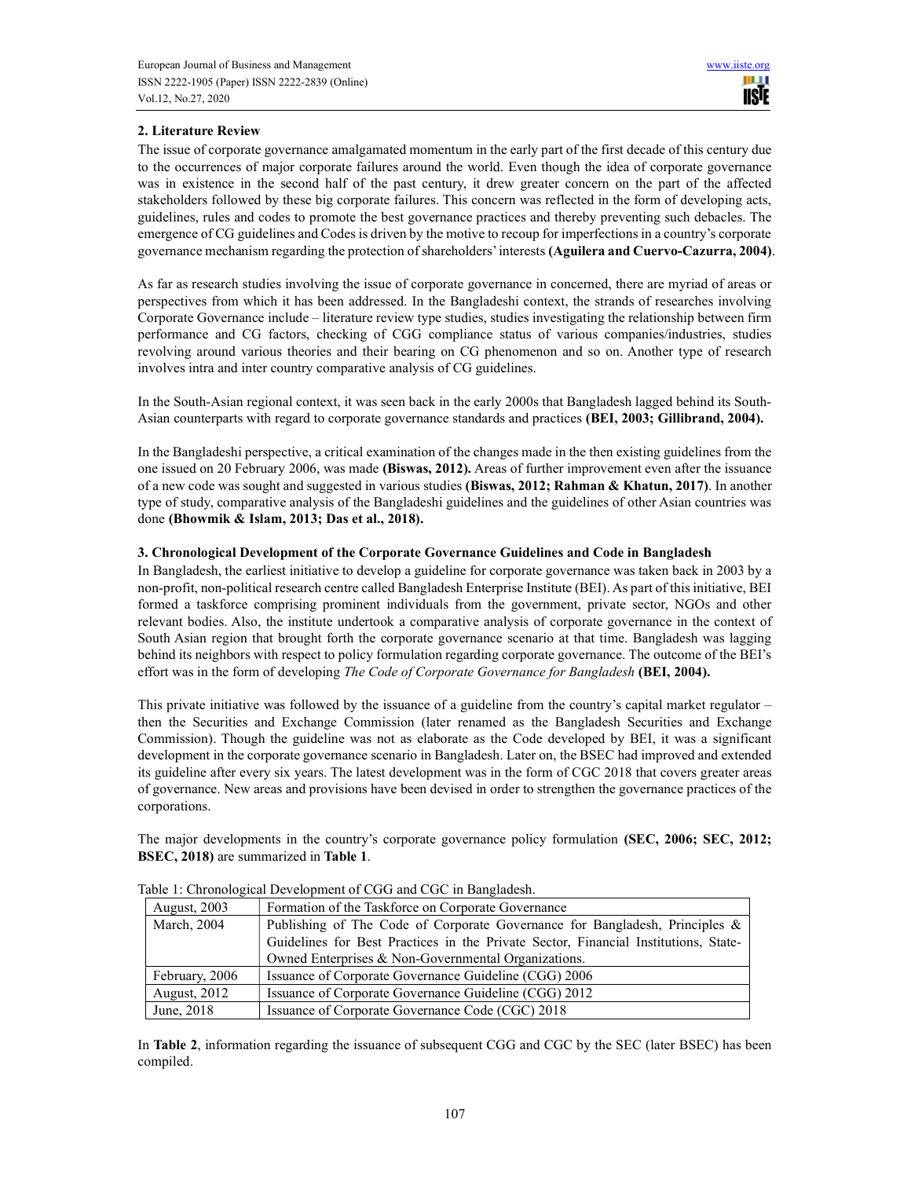## 2. Literature Review

The issue of corporate governance amalgamated momentum in the early part of the first decade of this century due to the occurrences of major corporate failures around the world. Even though the idea of corporate governance was in existence in the second half of the past century, it drew greater concern on the part of the affected stakeholders followed by these big corporate failures. This concern was reflected in the form of developing acts, guidelines, rules and codes to promote the best governance practices and thereby preventing such debacles. The emergence of CG guidelines and Codes is driven by the motive to recoup for imperfections in a country's corporate governance mechanism regarding the protection of shareholders' interests **(Aguilera and Cuervo-Cazurra, 2004)**.

As far as research studies involving the issue of corporate governance in concerned, there are myriad of areas or perspectives from which it has been addressed. In the Bangladeshi context, the strands of researches involving Corporate Governance include – literature review type studies, studies investigating the relationship between firm performance and CG factors, checking of CGG compliance status of various companies/industries, studies revolving around various theories and their bearing on CG phenomenon and so on. Another type of research involves intra and inter country comparative analysis of CG guidelines.

In the South-Asian regional context, it was seen back in the early 2000s that Bangladesh lagged behind its South-Asian counterparts with regard to corporate governance standards and practices **(BEI, 2003; Gillibrand, 2004).**

In the Bangladeshi perspective, a critical examination of the changes made in the then existing guidelines from the one issued on 20 February 2006, was made **(Biswas, 2012).** Areas of further improvement even after the issuance of a new code was sought and suggested in various studies **(Biswas, 2012; Rahman & Khatun, 2017)**. In another type of study, comparative analysis of the Bangladeshi guidelines and the guidelines of other Asian countries was done **(Bhowmik & Islam, 2013; Das et al., 2018).**

## 3. Chronological Development of the Corporate Governance Guidelines and Code in Bangladesh

In Bangladesh, the earliest initiative to develop a guideline for corporate governance was taken back in 2003 by a non-profit, non-political research centre called Bangladesh Enterprise Institute (BEI). As part of this initiative, BEI formed a taskforce comprising prominent individuals from the government, private sector, NGOs and other relevant bodies. Also, the institute undertook a comparative analysis of corporate governance in the context of South Asian region that brought forth the corporate governance scenario at that time. Bangladesh was lagging behind its neighbors with respect to policy formulation regarding corporate governance. The outcome of the BEI's effort was in the form of developing *The Code of Corporate Governance for Bangladesh* **(BEI, 2004).**

This private initiative was followed by the issuance of a guideline from the country's capital market regulator – then the Securities and Exchange Commission (later renamed as the Bangladesh Securities and Exchange Commission). Though the guideline was not as elaborate as the Code developed by BEI, it was a significant development in the corporate governance scenario in Bangladesh. Later on, the BSEC had improved and extended its guideline after every six years. The latest development was in the form of CGC 2018 that covers greater areas of governance. New areas and provisions have been devised in order to strengthen the governance practices of the corporations.

The major developments in the country's corporate governance policy formulation **(SEC, 2006; SEC, 2012; BSEC, 2018)** are summarized in **Table 1**.

Table 1: Chronological Development of CGG and CGC in Bangladesh.

| | |
|---|---|
| August, 2003 | Formation of the Taskforce on Corporate Governance |
| March, 2004 | Publishing of The Code of Corporate Governance for Bangladesh, Principles & Guidelines for Best Practices in the Private Sector, Financial Institutions, State-Owned Enterprises & Non-Governmental Organizations. |
| February, 2006 | Issuance of Corporate Governance Guideline (CGG) 2006 |
| August, 2012 | Issuance of Corporate Governance Guideline (CGG) 2012 |
| June, 2018 | Issuance of Corporate Governance Code (CGC) 2018 |

In **Table 2**, information regarding the issuance of subsequent CGG and CGC by the SEC (later BSEC) has been compiled.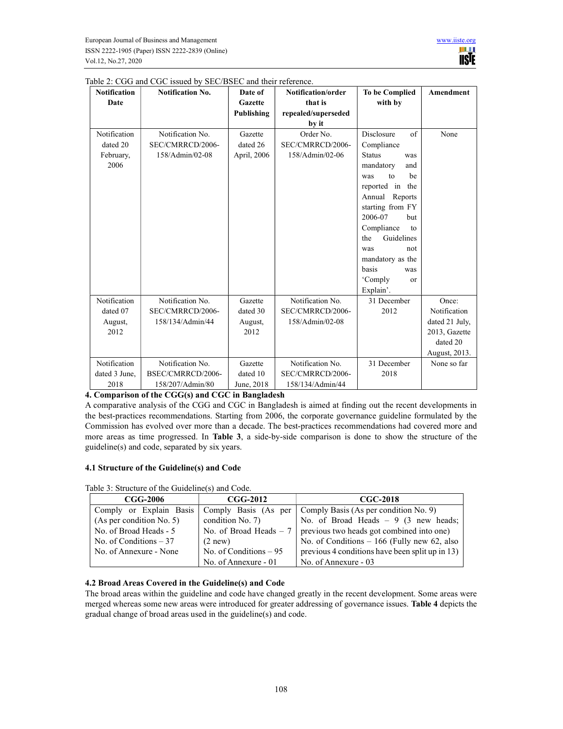Table 2: CGG and CGC issued by SEC/BSEC and their reference.

| Notification Date | Notification No. | Date of Gazette Publishing | Notification/order that is repealed/superseded by it | To be Complied with by | Amendment |
|---|---|---|---|---|---|
| Notification dated 20 February, 2006 | Notification No. SEC/CMRRCD/2006-158/Admin/02-08 | Gazette dated 26 April, 2006 | Order No. SEC/CMRRCD/2006-158/Admin/02-06 | Disclosure of Compliance Status was mandatory and was to be reported in the Annual Reports starting from FY 2006-07 but Compliance to the Guidelines was not mandatory as the basis was 'Comply or Explain'. | None |
| Notification dated 07 August, 2012 | Notification No. SEC/CMRRCD/2006-158/134/Admin/44 | Gazette dated 30 August, 2012 | Notification No. SEC/CMRRCD/2006-158/Admin/02-08 | 31 December 2012 | Once: Notification dated 21 July, 2013, Gazette dated 20 August, 2013. |
| Notification dated 3 June, 2018 | Notification No. BSEC/CMRRCD/2006-158/207/Admin/80 | Gazette dated 10 June, 2018 | Notification No. SEC/CMRRCD/2006-158/134/Admin/44 | 31 December 2018 | None so far |

### 4. Comparison of the CGG(s) and CGC in Bangladesh

A comparative analysis of the CGG and CGC in Bangladesh is aimed at finding out the recent developments in the best-practices recommendations. Starting from 2006, the corporate governance guideline formulated by the Commission has evolved over more than a decade. The best-practices recommendations had covered more and more areas as time progressed. In **Table 3**, a side-by-side comparison is done to show the structure of the guideline(s) and code, separated by six years.

#### 4.1 Structure of the Guideline(s) and Code

Table 3: Structure of the Guideline(s) and Code.

| CGG-2006 | CGG-2012 | CGC-2018 |
|---|---|---|
| Comply or Explain Basis (As per condition No. 5)<br>No. of Broad Heads - 5<br>No. of Conditions – 37<br>No. of Annexure - None | Comply Basis (As per condition No. 7)<br>No. of Broad Heads – 7 (2 new)<br>No. of Conditions – 95<br>No. of Annexure - 01 | Comply Basis (As per condition No. 9)<br>No. of Broad Heads – 9 (3 new heads; previous two heads got combined into one)<br>No. of Conditions – 166 (Fully new 62, also previous 4 conditions have been split up in 13)<br>No. of Annexure - 03 |

#### 4.2 Broad Areas Covered in the Guideline(s) and Code

The broad areas within the guideline and code have changed greatly in the recent development. Some areas were merged whereas some new areas were introduced for greater addressing of governance issues. **Table 4** depicts the gradual change of broad areas used in the guideline(s) and code.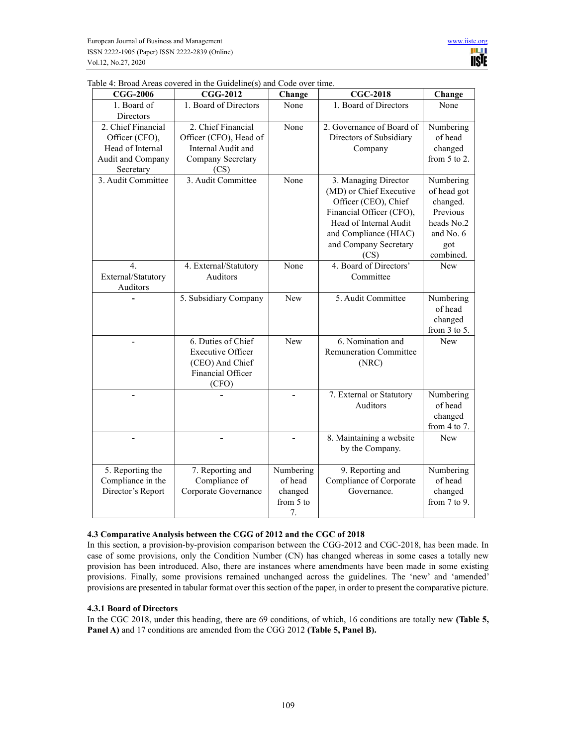Table 4: Broad Areas covered in the Guideline(s) and Code over time.

| CGG-2006 | CGG-2012 | Change | CGC-2018 | Change |
|---|---|---|---|---|
| 1. Board of Directors | 1. Board of Directors | None | 1. Board of Directors | None |
| 2. Chief Financial Officer (CFO), Head of Internal Audit and Company Secretary | 2. Chief Financial Officer (CFO), Head of Internal Audit and Company Secretary (CS) | None | 2. Governance of Board of Directors of Subsidiary Company | Numbering of head changed from 5 to 2. |
| 3. Audit Committee | 3. Audit Committee | None | 3. Managing Director (MD) or Chief Executive Officer (CEO), Chief Financial Officer (CFO), Head of Internal Audit and Compliance (HIAC) and Company Secretary (CS) | Numbering of head got changed. Previous heads No.2 and No. 6 got combined. |
| 4. External/Statutory Auditors | 4. External/Statutory Auditors | None | 4. Board of Directors' Committee | New |
| - | 5. Subsidiary Company | New | 5. Audit Committee | Numbering of head changed from 3 to 5. |
| - | 6. Duties of Chief Executive Officer (CEO) And Chief Financial Officer (CFO) | New | 6. Nomination and Remuneration Committee (NRC) | New |
| - | - | - | 7. External or Statutory Auditors | Numbering of head changed from 4 to 7. |
| - | - | - | 8. Maintaining a website by the Company. | New |
| 5. Reporting the Compliance in the Director's Report | 7. Reporting and Compliance of Corporate Governance | Numbering of head changed from 5 to 7. | 9. Reporting and Compliance of Corporate Governance. | Numbering of head changed from 7 to 9. |

### 4.3 Comparative Analysis between the CGG of 2012 and the CGC of 2018

In this section, a provision-by-provision comparison between the CGG-2012 and CGC-2018, has been made. In case of some provisions, only the Condition Number (CN) has changed whereas in some cases a totally new provision has been introduced. Also, there are instances where amendments have been made in some existing provisions. Finally, some provisions remained unchanged across the guidelines. The 'new' and 'amended' provisions are presented in tabular format over this section of the paper, in order to present the comparative picture.

#### 4.3.1 Board of Directors

In the CGC 2018, under this heading, there are 69 conditions, of which, 16 conditions are totally new **(Table 5, Panel A)** and 17 conditions are amended from the CGG 2012 **(Table 5, Panel B).**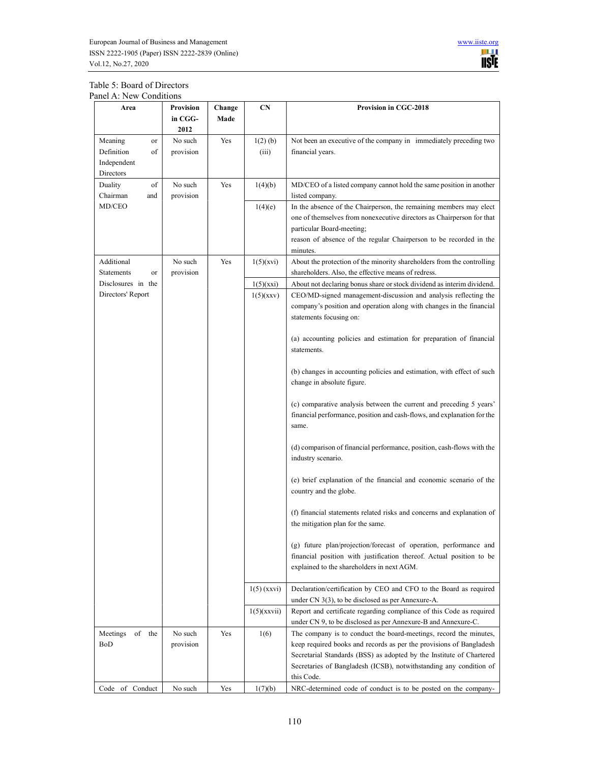Table 5: Board of Directors

Panel A: New Conditions

| Area | Provision in CGG-2012 | Change Made | CN | Provision in CGC-2018 |
|---|---|---|---|---|
| Meaning or Definition of Independent Directors | No such provision | Yes | 1(2) (b) (iii) | Not been an executive of the company in immediately preceding two financial years. |
| Duality of Chairman and MD/CEO | No such provision | Yes | 1(4)(b) | MD/CEO of a listed company cannot hold the same position in another listed company. |
| | | | 1(4)(e) | In the absence of the Chairperson, the remaining members may elect one of themselves from nonexecutive directors as Chairperson for that particular Board-meeting; reason of absence of the regular Chairperson to be recorded in the minutes. |
| Additional Statements or Disclosures in the Directors' Report | No such provision | Yes | 1(5)(xvi) | About the protection of the minority shareholders from the controlling shareholders. Also, the effective means of redress. |
| | | | 1(5)(xxi) | About not declaring bonus share or stock dividend as interim dividend. |
| | | | 1(5)(xxv) | CEO/MD-signed management-discussion and analysis reflecting the company's position and operation along with changes in the financial statements focusing on: (a) accounting policies and estimation for preparation of financial statements. (b) changes in accounting policies and estimation, with effect of such change in absolute figure. (c) comparative analysis between the current and preceding 5 years' financial performance, position and cash-flows, and explanation for the same. (d) comparison of financial performance, position, cash-flows with the industry scenario. (e) brief explanation of the financial and economic scenario of the country and the globe. (f) financial statements related risks and concerns and explanation of the mitigation plan for the same. (g) future plan/projection/forecast of operation, performance and financial position with justification thereof. Actual position to be explained to the shareholders in next AGM. |
| | | | 1(5) (xxvi) | Declaration/certification by CEO and CFO to the Board as required under CN 3(3), to be disclosed as per Annexure-A. |
| | | | 1(5)(xxvii) | Report and certificate regarding compliance of this Code as required under CN 9, to be disclosed as per Annexure-B and Annexure-C. |
| Meetings of the BoD | No such provision | Yes | 1(6) | The company is to conduct the board-meetings, record the minutes, keep required books and records as per the provisions of Bangladesh Secretarial Standards (BSS) as adopted by the Institute of Chartered Secretaries of Bangladesh (ICSB), notwithstanding any condition of this Code. |
| Code of Conduct | No such | Yes | 1(7)(b) | NRC-determined code of conduct is to be posted on the company- |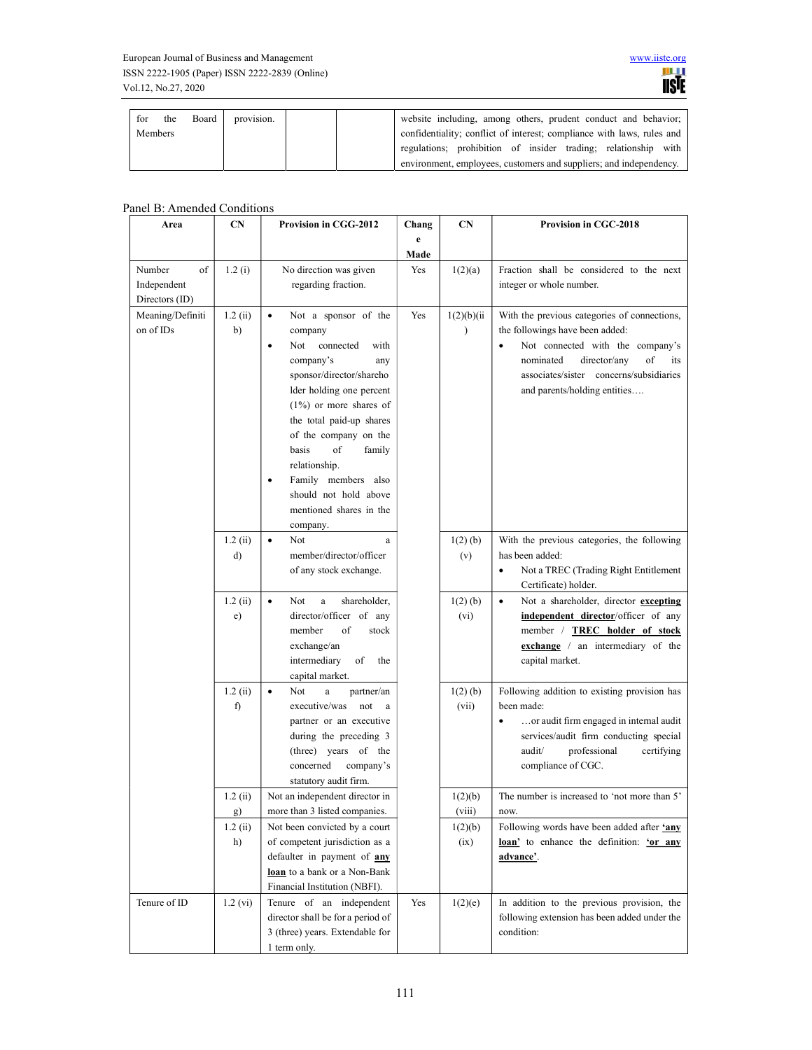| for the Board Members | provision. | | | website including, among others, prudent conduct and behavior; confidentiality; conflict of interest; compliance with laws, rules and regulations; prohibition of insider trading; relationship with environment, employees, customers and suppliers; and independency. |
|---|---|---|---|---|

Panel B: Amended Conditions

| Area | CN | Provision in CGG-2012 | Change Made | CN | Provision in CGC-2018 |
|---|---|---|---|---|---|
| Number of Independent Directors (ID) | 1.2 (i) | No direction was given regarding fraction. | Yes | 1(2)(a) | Fraction shall be considered to the next integer or whole number. |
| Meaning/Definition of IDs | 1.2 (ii) b) | • Not a sponsor of the company<br>• Not connected with company's any sponsor/director/shareholder holding one percent (1%) or more shares of the total paid-up shares of the company on the basis of family relationship.<br>• Family members also should not hold above mentioned shares in the company. | Yes | 1(2)(b)(ii) | With the previous categories of connections, the followings have been added:<br>• Not connected with the company's nominated director/any of its associates/sister concerns/subsidiaries and parents/holding entities…. |
| | 1.2 (ii) d) | • Not a member/director/officer of any stock exchange. | | 1(2) (b) (v) | With the previous categories, the following has been added:<br>• Not a TREC (Trading Right Entitlement Certificate) holder. |
| | 1.2 (ii) e) | • Not a shareholder, director/officer of any member of stock exchange/an intermediary of the capital market. | | 1(2) (b) (vi) | • Not a shareholder, director **excepting independent director**/officer of any member / **TREC holder of stock exchange** / an intermediary of the capital market. |
| | 1.2 (ii) f) | • Not a partner/an executive/was not a partner or an executive during the preceding 3 (three) years of the concerned company's statutory audit firm. | | 1(2) (b) (vii) | Following addition to existing provision has been made:<br>• …or audit firm engaged in internal audit services/audit firm conducting special audit/ professional certifying compliance of CGC. |
| | 1.2 (ii) g) | Not an independent director in more than 3 listed companies. | | 1(2)(b) (viii) | The number is increased to 'not more than 5' now. |
| | 1.2 (ii) h) | Not been convicted by a court of competent jurisdiction as a defaulter in payment of **any loan** to a bank or a Non-Bank Financial Institution (NBFI). | | 1(2)(b) (ix) | Following words have been added after **'any loan'** to enhance the definition: **'or any advance'**. |
| Tenure of ID | 1.2 (vi) | Tenure of an independent director shall be for a period of 3 (three) years. Extendable for 1 term only. | Yes | 1(2)(e) | In addition to the previous provision, the following extension has been added under the condition: |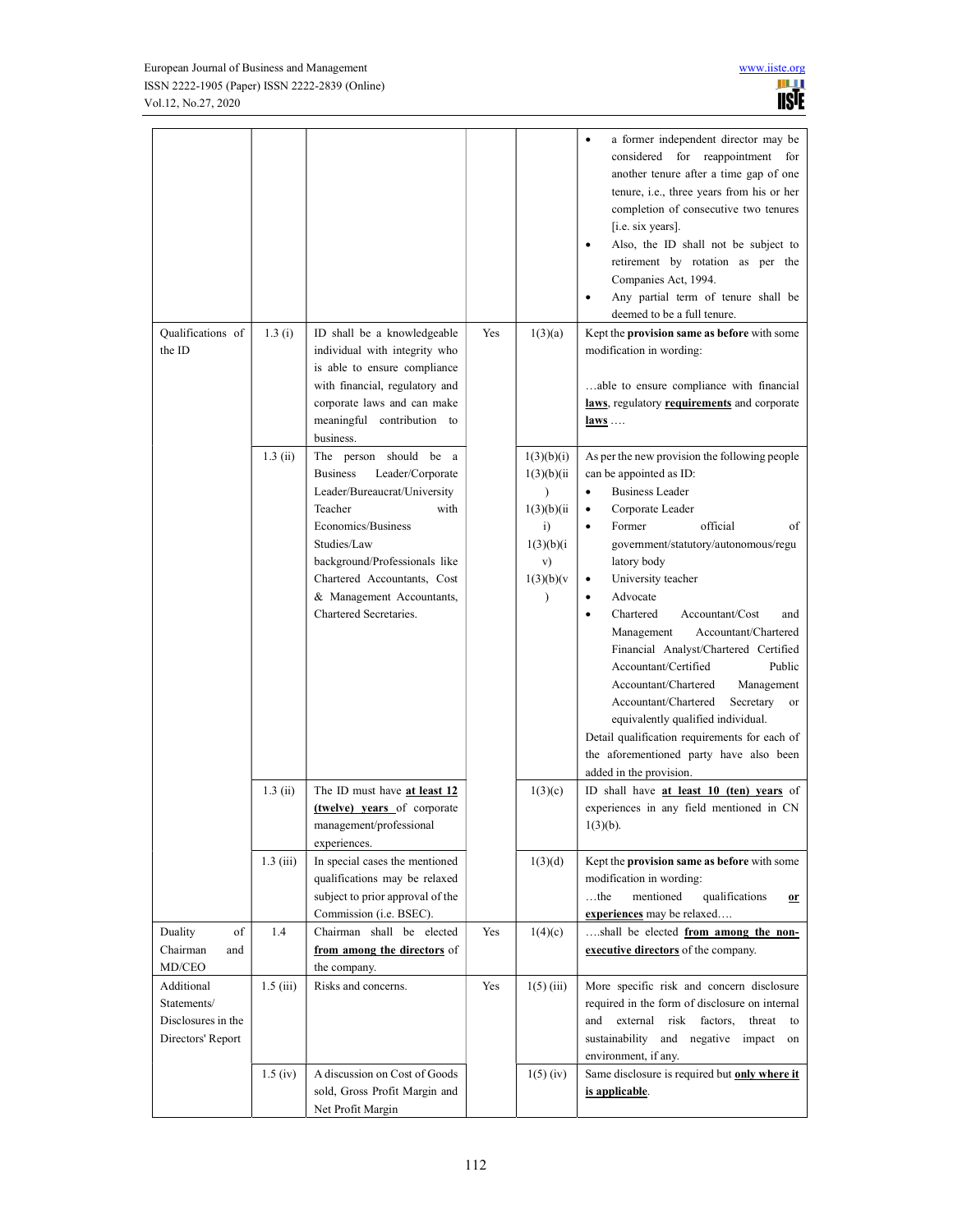| | | | | | |
|---|---|---|---|---|---|
| | | | | | • a former independent director may be considered for reappointment for another tenure after a time gap of one tenure, i.e., three years from his or her completion of consecutive two tenures [i.e. six years].<br>• Also, the ID shall not be subject to retirement by rotation as per the Companies Act, 1994.<br>• Any partial term of tenure shall be deemed to be a full tenure. |
| Qualifications of the ID | 1.3 (i) | ID shall be a knowledgeable individual with integrity who is able to ensure compliance with financial, regulatory and corporate laws and can make meaningful contribution to business. | Yes | 1(3)(a) | Kept the **provision same as before** with some modification in wording:<br><br>…able to ensure compliance with financial **laws**, regulatory **requirements** and corporate **laws** …. |
| | 1.3 (ii) | The person should be a Business Leader/Corporate Leader/Bureaucrat/University Teacher with Economics/Business Studies/Law background/Professionals like Chartered Accountants, Cost & Management Accountants, Chartered Secretaries. | | 1(3)(b)(i)<br>1(3)(b)(ii)<br>1(3)(b)(iii)<br>1(3)(b)(iv)<br>1(3)(b)(v) | As per the new provision the following people can be appointed as ID:<br>• Business Leader<br>• Corporate Leader<br>• Former official of government/statutory/autonomous/regulatory body<br>• University teacher<br>• Advocate<br>• Chartered Accountant/Cost and Management Accountant/Chartered Financial Analyst/Chartered Certified Accountant/Certified Public Accountant/Chartered Management Accountant/Chartered Secretary or equivalently qualified individual.<br>Detail qualification requirements for each of the aforementioned party have also been added in the provision. |
| | 1.3 (ii) | The ID must have **at least 12 (twelve) years** of corporate management/professional experiences. | | 1(3)(c) | ID shall have **at least 10 (ten) years** of experiences in any field mentioned in CN 1(3)(b). |
| | 1.3 (iii) | In special cases the mentioned qualifications may be relaxed subject to prior approval of the Commission (i.e. BSEC). | | 1(3)(d) | Kept the **provision same as before** with some modification in wording:<br>…the mentioned qualifications **or experiences** may be relaxed…. |
| Duality of Chairman and MD/CEO | 1.4 | Chairman shall be elected **from among the directors** of the company. | Yes | 1(4)(c) | ….shall be elected **from among the non-executive directors** of the company. |
| Additional Statements/ Disclosures in the Directors' Report | 1.5 (iii) | Risks and concerns. | Yes | 1(5) (iii) | More specific risk and concern disclosure required in the form of disclosure on internal and external risk factors, threat to sustainability and negative impact on environment, if any. |
| | 1.5 (iv) | A discussion on Cost of Goods sold, Gross Profit Margin and Net Profit Margin | | 1(5) (iv) | Same disclosure is required but **only where it is applicable**. |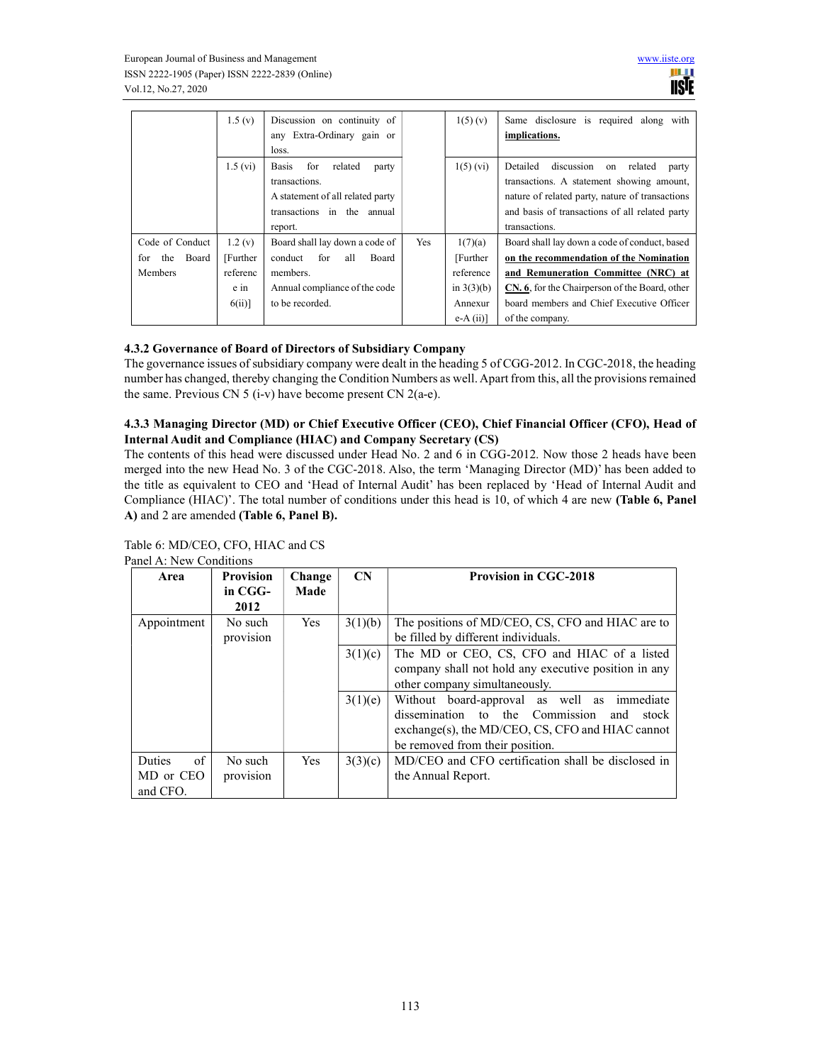| | | | | | |
|---|---|---|---|---|---|
| | 1.5 (v) | Discussion on continuity of any Extra-Ordinary gain or loss. | | 1(5) (v) | Same disclosure is required along with **implications.** |
| | 1.5 (vi) | Basis for related party transactions. A statement of all related party transactions in the annual report. | | 1(5) (vi) | Detailed discussion on related party transactions. A statement showing amount, nature of related party, nature of transactions and basis of transactions of all related party transactions. |
| Code of Conduct for the Board Members | 1.2 (v) [Further reference in 6(ii)] | Board shall lay down a code of conduct for all Board members. Annual compliance of the code to be recorded. | Yes | 1(7)(a) [Further reference in 3(3)(b) Annexure-A (ii)] | Board shall lay down a code of conduct, based **on the recommendation of the Nomination and Remuneration Committee (NRC) at CN. 6**, for the Chairperson of the Board, other board members and Chief Executive Officer of the company. |

#### 4.3.2 Governance of Board of Directors of Subsidiary Company

The governance issues of subsidiary company were dealt in the heading 5 of CGG-2012. In CGC-2018, the heading number has changed, thereby changing the Condition Numbers as well. Apart from this, all the provisions remained the same. Previous CN 5 (i-v) have become present CN 2(a-e).

#### 4.3.3 Managing Director (MD) or Chief Executive Officer (CEO), Chief Financial Officer (CFO), Head of Internal Audit and Compliance (HIAC) and Company Secretary (CS)

The contents of this head were discussed under Head No. 2 and 6 in CGG-2012. Now those 2 heads have been merged into the new Head No. 3 of the CGC-2018. Also, the term 'Managing Director (MD)' has been added to the title as equivalent to CEO and 'Head of Internal Audit' has been replaced by 'Head of Internal Audit and Compliance (HIAC)'. The total number of conditions under this head is 10, of which 4 are new **(Table 6, Panel A)** and 2 are amended **(Table 6, Panel B).**

Table 6: MD/CEO, CFO, HIAC and CS

Panel A: New Conditions

| Area | Provision in CGG-2012 | Change Made | CN | Provision in CGC-2018 |
|---|---|---|---|---|
| Appointment | No such provision | Yes | 3(1)(b) | The positions of MD/CEO, CS, CFO and HIAC are to be filled by different individuals. |
| | | | 3(1)(c) | The MD or CEO, CS, CFO and HIAC of a listed company shall not hold any executive position in any other company simultaneously. |
| | | | 3(1)(e) | Without board-approval as well as immediate dissemination to the Commission and stock exchange(s), the MD/CEO, CS, CFO and HIAC cannot be removed from their position. |
| Duties of MD or CEO and CFO. | No such provision | Yes | 3(3)(c) | MD/CEO and CFO certification shall be disclosed in the Annual Report. |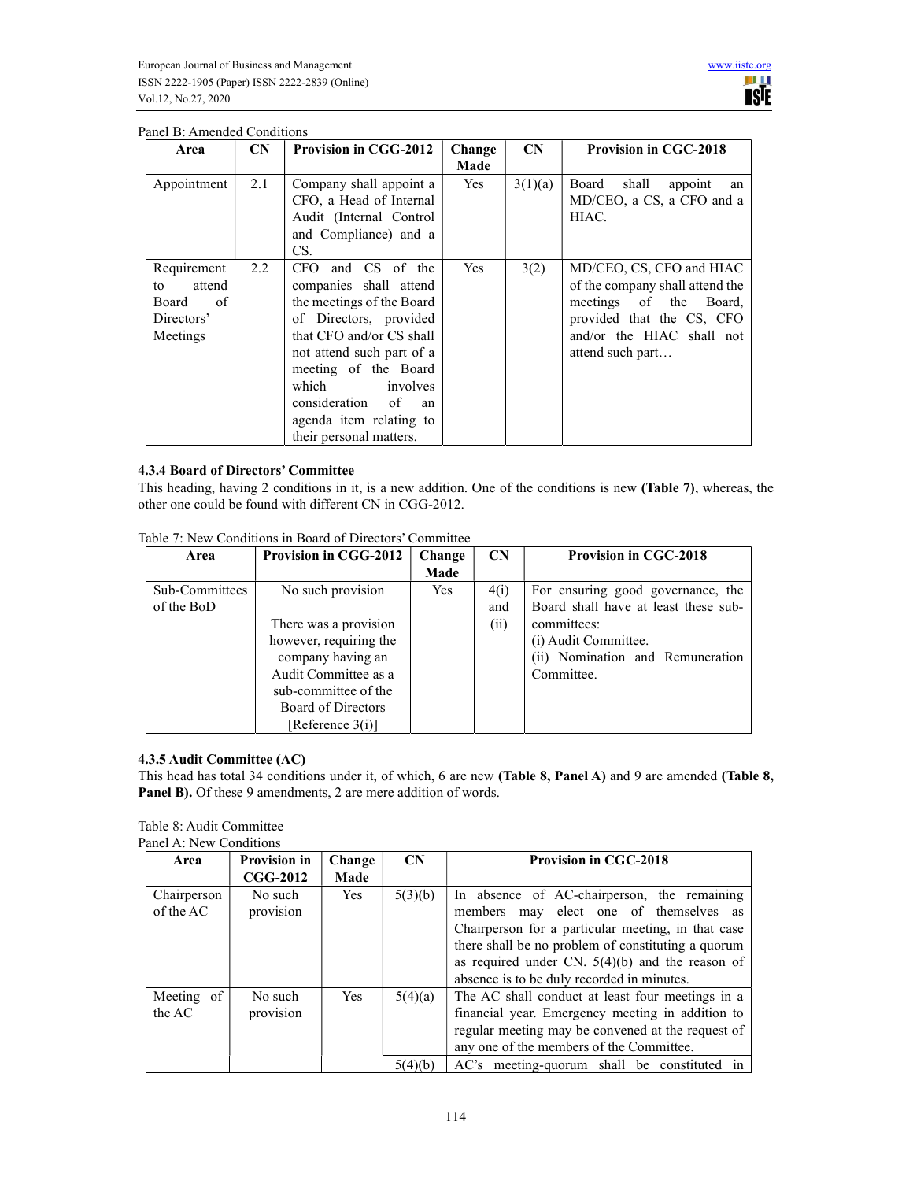Panel B: Amended Conditions

| Area | CN | Provision in CGG-2012 | Change Made | CN | Provision in CGC-2018 |
|---|---|---|---|---|---|
| Appointment | 2.1 | Company shall appoint a CFO, a Head of Internal Audit (Internal Control and Compliance) and a CS. | Yes | 3(1)(a) | Board shall appoint an MD/CEO, a CS, a CFO and a HIAC. |
| Requirement to attend Board of Directors' Meetings | 2.2 | CFO and CS of the companies shall attend the meetings of the Board of Directors, provided that CFO and/or CS shall not attend such part of a meeting of the Board which involves consideration of an agenda item relating to their personal matters. | Yes | 3(2) | MD/CEO, CS, CFO and HIAC of the company shall attend the meetings of the Board, provided that the CS, CFO and/or the HIAC shall not attend such part… |

### 4.3.4 Board of Directors' Committee

This heading, having 2 conditions in it, is a new addition. One of the conditions is new **(Table 7)**, whereas, the other one could be found with different CN in CGG-2012.

Table 7: New Conditions in Board of Directors' Committee

| Area | Provision in CGG-2012 | Change Made | CN | Provision in CGC-2018 |
|---|---|---|---|---|
| Sub-Committees of the BoD | No such provision<br><br>There was a provision however, requiring the company having an Audit Committee as a sub-committee of the Board of Directors [Reference 3(i)] | Yes | 4(i) and (ii) | For ensuring good governance, the Board shall have at least these sub-committees:<br>(i) Audit Committee.<br>(ii) Nomination and Remuneration Committee. |

### 4.3.5 Audit Committee (AC)

This head has total 34 conditions under it, of which, 6 are new **(Table 8, Panel A)** and 9 are amended **(Table 8, Panel B).** Of these 9 amendments, 2 are mere addition of words.

Table 8: Audit Committee

Panel A: New Conditions

| Area | Provision in CGG-2012 | Change Made | CN | Provision in CGC-2018 |
|---|---|---|---|---|
| Chairperson of the AC | No such provision | Yes | 5(3)(b) | In absence of AC-chairperson, the remaining members may elect one of themselves as Chairperson for a particular meeting, in that case there shall be no problem of constituting a quorum as required under CN. 5(4)(b) and the reason of absence is to be duly recorded in minutes. |
| Meeting of the AC | No such provision | Yes | 5(4)(a) | The AC shall conduct at least four meetings in a financial year. Emergency meeting in addition to regular meeting may be convened at the request of any one of the members of the Committee. |
| | | | 5(4)(b) | AC's meeting-quorum shall be constituted in |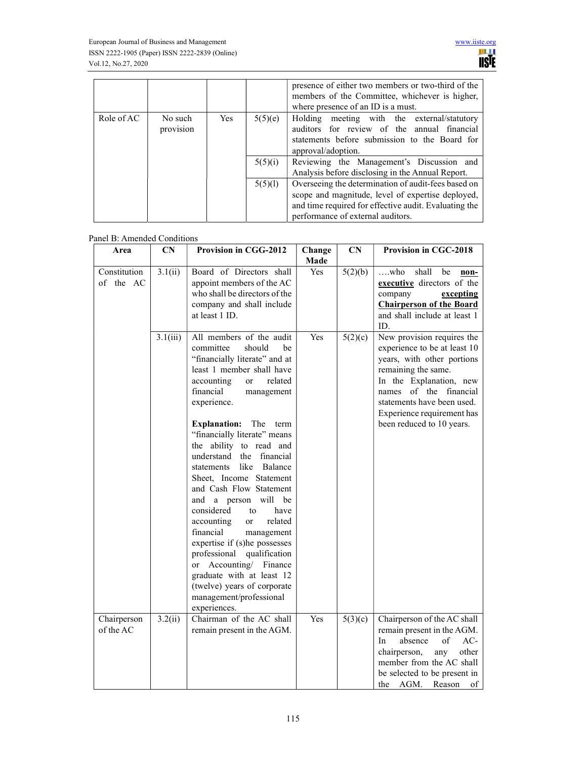| | | | | presence of either two members or two-third of the members of the Committee, whichever is higher, where presence of an ID is a must. |
|---|---|---|---|---|
| Role of AC | No such provision | Yes | 5(5)(e) | Holding meeting with the external/statutory auditors for review of the annual financial statements before submission to the Board for approval/adoption. |
| | | | 5(5)(i) | Reviewing the Management's Discussion and Analysis before disclosing in the Annual Report. |
| | | | 5(5)(l) | Overseeing the determination of audit-fees based on scope and magnitude, level of expertise deployed, and time required for effective audit. Evaluating the performance of external auditors. |

Panel B: Amended Conditions

| Area | CN | Provision in CGG-2012 | Change Made | CN | Provision in CGC-2018 |
|---|---|---|---|---|---|
| Constitution of the AC | 3.1(ii) | Board of Directors shall appoint members of the AC who shall be directors of the company and shall include at least 1 ID. | Yes | 5(2)(b) | ….who shall be **non-executive** directors of the company **excepting Chairperson of the Board** and shall include at least 1 ID. |
| | 3.1(iii) | All members of the audit committee should be "financially literate" and at least 1 member shall have accounting or related financial management experience.<br><br>**Explanation:** The term "financially literate" means the ability to read and understand the financial statements like Balance Sheet, Income Statement and Cash Flow Statement and a person will be considered to have accounting or related financial management expertise if (s)he possesses professional qualification or Accounting/ Finance graduate with at least 12 (twelve) years of corporate management/professional experiences. | Yes | 5(2)(c) | New provision requires the experience to be at least 10 years, with other portions remaining the same.<br>In the Explanation, new names of the financial statements have been used.<br>Experience requirement has been reduced to 10 years. |
| Chairperson of the AC | 3.2(ii) | Chairman of the AC shall remain present in the AGM. | Yes | 5(3)(c) | Chairperson of the AC shall remain present in the AGM. In absence of AC-chairperson, any other member from the AC shall be selected to be present in the AGM. Reason of |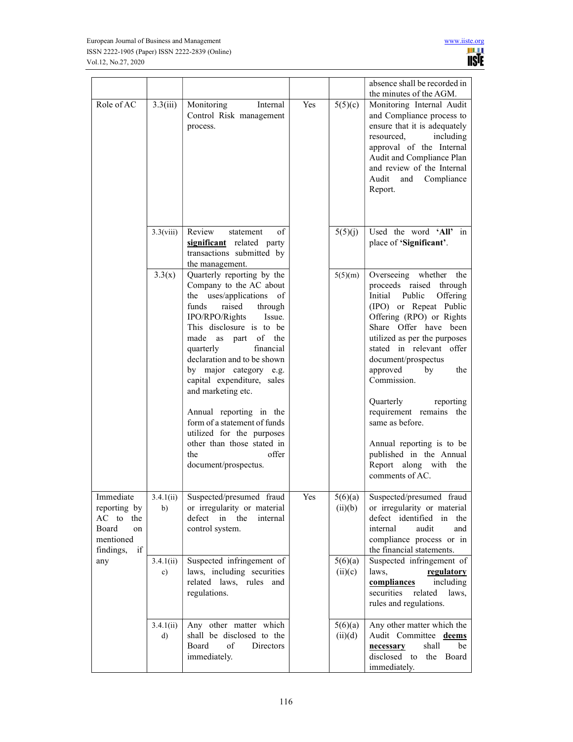|  |  |  |  |  | absence shall be recorded in the minutes of the AGM. |
|---|---|---|---|---|---|
| Role of AC | 3.3(iii) | Monitoring Internal Control Risk management process. | Yes | 5(5)(c) | Monitoring Internal Audit and Compliance process to ensure that it is adequately resourced, including approval of the Internal Audit and Compliance Plan and review of the Internal Audit and Compliance Report. |
|  | 3.3(viii) | Review statement of **significant** related party transactions submitted by the management. |  | 5(5)(j) | Used the word **'All'** in place of **'Significant'**. |
|  | 3.3(x) | Quarterly reporting by the Company to the AC about the uses/applications of funds raised through IPO/RPO/Rights Issue. This disclosure is to be made as part of the financial quarterly declaration and to be shown by major category e.g. capital expenditure, sales and marketing etc.<br><br>Annual reporting in the form of a statement of funds utilized for the purposes other than those stated in the offer document/prospectus. |  | 5(5)(m) | Overseeing whether the proceeds raised through Initial Public Offering (IPO) or Repeat Public Offering (RPO) or Rights Share Offer have been utilized as per the purposes stated in relevant offer document/prospectus approved by the Commission.<br><br>Quarterly reporting requirement remains the same as before.<br><br>Annual reporting is to be published in the Annual Report along with the comments of AC. |
| Immediate reporting by AC to the Board on mentioned findings, if any | 3.4.1(ii) b) | Suspected/presumed fraud or irregularity or material defect in the internal control system. | Yes | 5(6)(a) (ii)(b) | Suspected/presumed fraud or irregularity or material defect identified in the internal audit and compliance process or in the financial statements. |
|  | 3.4.1(ii) c) | Suspected infringement of laws, including securities related laws, rules and regulations. |  | 5(6)(a) (ii)(c) | Suspected infringement of laws, **regulatory compliances** including securities related laws, rules and regulations. |
|  | 3.4.1(ii) d) | Any other matter which shall be disclosed to the Board of Directors immediately. |  | 5(6)(a) (ii)(d) | Any other matter which the Audit Committee **deems necessary** shall be disclosed to the Board immediately. |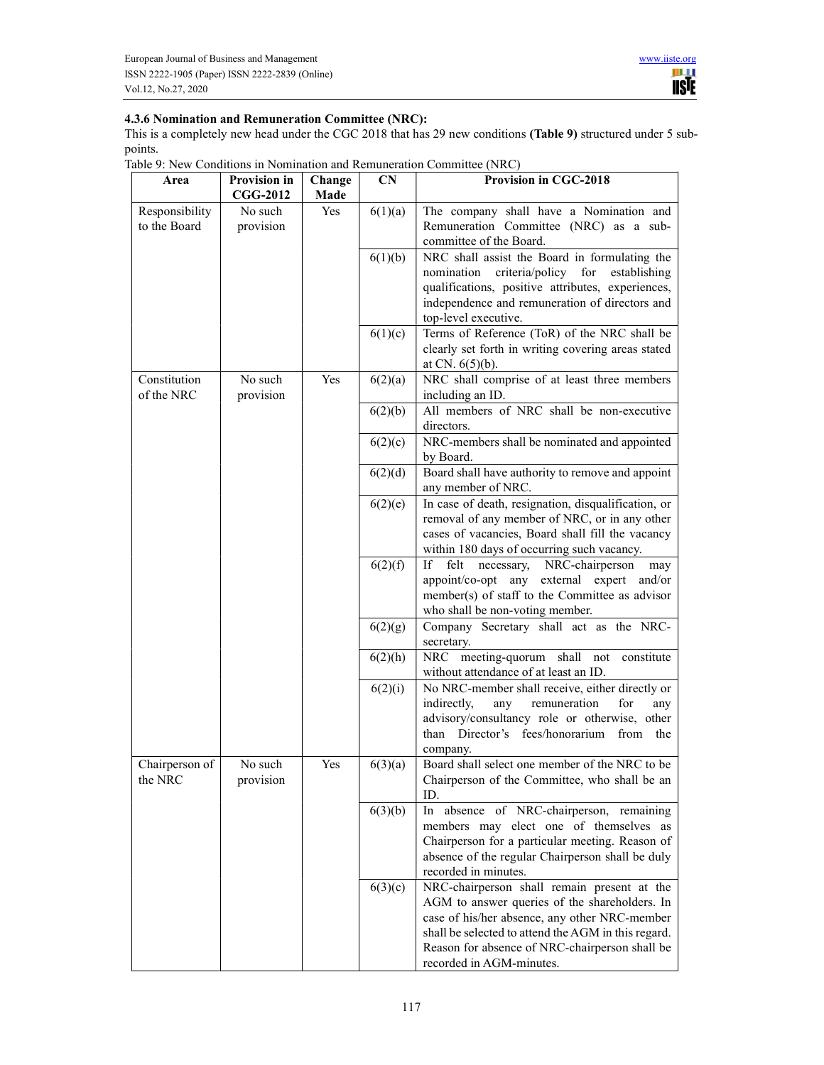### 4.3.6 Nomination and Remuneration Committee (NRC):

This is a completely new head under the CGC 2018 that has 29 new conditions **(Table 9)** structured under 5 sub-points.

Table 9: New Conditions in Nomination and Remuneration Committee (NRC)

| Area | Provision in CGG-2012 | Change Made | CN | Provision in CGC-2018 |
|---|---|---|---|---|
| Responsibility to the Board | No such provision | Yes | 6(1)(a) | The company shall have a Nomination and Remuneration Committee (NRC) as a sub-committee of the Board. |
| | | | 6(1)(b) | NRC shall assist the Board in formulating the nomination criteria/policy for establishing qualifications, positive attributes, experiences, independence and remuneration of directors and top-level executive. |
| | | | 6(1)(c) | Terms of Reference (ToR) of the NRC shall be clearly set forth in writing covering areas stated at CN. 6(5)(b). |
| Constitution of the NRC | No such provision | Yes | 6(2)(a) | NRC shall comprise of at least three members including an ID. |
| | | | 6(2)(b) | All members of NRC shall be non-executive directors. |
| | | | 6(2)(c) | NRC-members shall be nominated and appointed by Board. |
| | | | 6(2)(d) | Board shall have authority to remove and appoint any member of NRC. |
| | | | 6(2)(e) | In case of death, resignation, disqualification, or removal of any member of NRC, or in any other cases of vacancies, Board shall fill the vacancy within 180 days of occurring such vacancy. |
| | | | 6(2)(f) | If felt necessary, NRC-chairperson may appoint/co-opt any external expert and/or member(s) of staff to the Committee as advisor who shall be non-voting member. |
| | | | 6(2)(g) | Company Secretary shall act as the NRC-secretary. |
| | | | 6(2)(h) | NRC meeting-quorum shall not constitute without attendance of at least an ID. |
| | | | 6(2)(i) | No NRC-member shall receive, either directly or indirectly, any remuneration for any advisory/consultancy role or otherwise, other than Director's fees/honorarium from the company. |
| Chairperson of the NRC | No such provision | Yes | 6(3)(a) | Board shall select one member of the NRC to be Chairperson of the Committee, who shall be an ID. |
| | | | 6(3)(b) | In absence of NRC-chairperson, remaining members may elect one of themselves as Chairperson for a particular meeting. Reason of absence of the regular Chairperson shall be duly recorded in minutes. |
| | | | 6(3)(c) | NRC-chairperson shall remain present at the AGM to answer queries of the shareholders. In case of his/her absence, any other NRC-member shall be selected to attend the AGM in this regard. Reason for absence of NRC-chairperson shall be recorded in AGM-minutes. |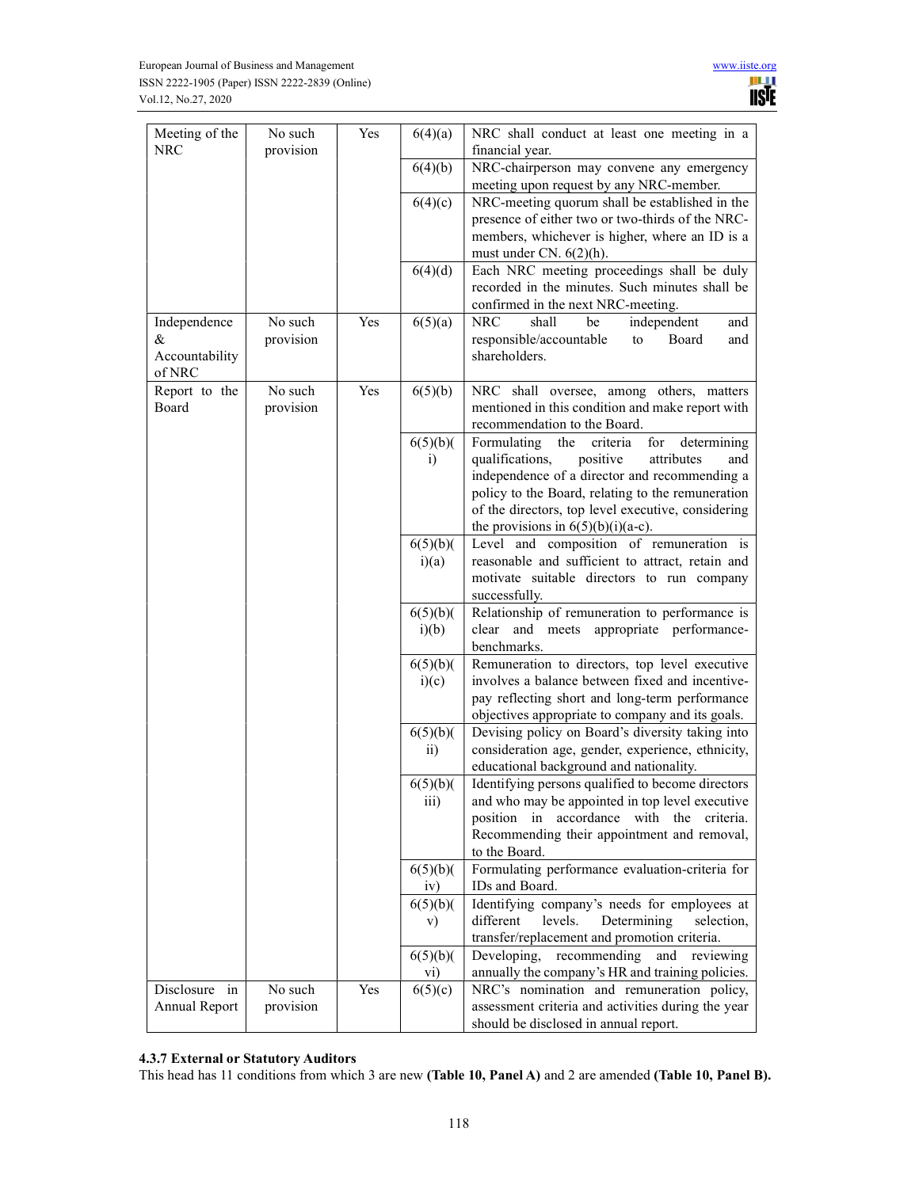| Meeting of the NRC | No such provision | Yes | 6(4)(a) | NRC shall conduct at least one meeting in a financial year. |
|---|---|---|---|---|
| | | | 6(4)(b) | NRC-chairperson may convene any emergency meeting upon request by any NRC-member. |
| | | | 6(4)(c) | NRC-meeting quorum shall be established in the presence of either two or two-thirds of the NRC-members, whichever is higher, where an ID is a must under CN. 6(2)(h). |
| | | | 6(4)(d) | Each NRC meeting proceedings shall be duly recorded in the minutes. Such minutes shall be confirmed in the next NRC-meeting. |
| Independence & Accountability of NRC | No such provision | Yes | 6(5)(a) | NRC shall be independent and responsible/accountable to Board and shareholders. |
| Report to the Board | No such provision | Yes | 6(5)(b) | NRC shall oversee, among others, matters mentioned in this condition and make report with recommendation to the Board. |
| | | | 6(5)(b)(i) | Formulating the criteria for determining qualifications, positive attributes and independence of a director and recommending a policy to the Board, relating to the remuneration of the directors, top level executive, considering the provisions in 6(5)(b)(i)(a-c). |
| | | | 6(5)(b)(i)(a) | Level and composition of remuneration is reasonable and sufficient to attract, retain and motivate suitable directors to run company successfully. |
| | | | 6(5)(b)(i)(b) | Relationship of remuneration to performance is clear and meets appropriate performance-benchmarks. |
| | | | 6(5)(b)(i)(c) | Remuneration to directors, top level executive involves a balance between fixed and incentive-pay reflecting short and long-term performance objectives appropriate to company and its goals. |
| | | | 6(5)(b)(ii) | Devising policy on Board's diversity taking into consideration age, gender, experience, ethnicity, educational background and nationality. |
| | | | 6(5)(b)(iii) | Identifying persons qualified to become directors and who may be appointed in top level executive position in accordance with the criteria. Recommending their appointment and removal, to the Board. |
| | | | 6(5)(b)(iv) | Formulating performance evaluation-criteria for IDs and Board. |
| | | | 6(5)(b)(v) | Identifying company's needs for employees at different levels. Determining selection, transfer/replacement and promotion criteria. |
| | | | 6(5)(b)(vi) | Developing, recommending and reviewing annually the company's HR and training policies. |
| Disclosure in Annual Report | No such provision | Yes | 6(5)(c) | NRC's nomination and remuneration policy, assessment criteria and activities during the year should be disclosed in annual report. |

### 4.3.7 External or Statutory Auditors

This head has 11 conditions from which 3 are new **(Table 10, Panel A)** and 2 are amended **(Table 10, Panel B).**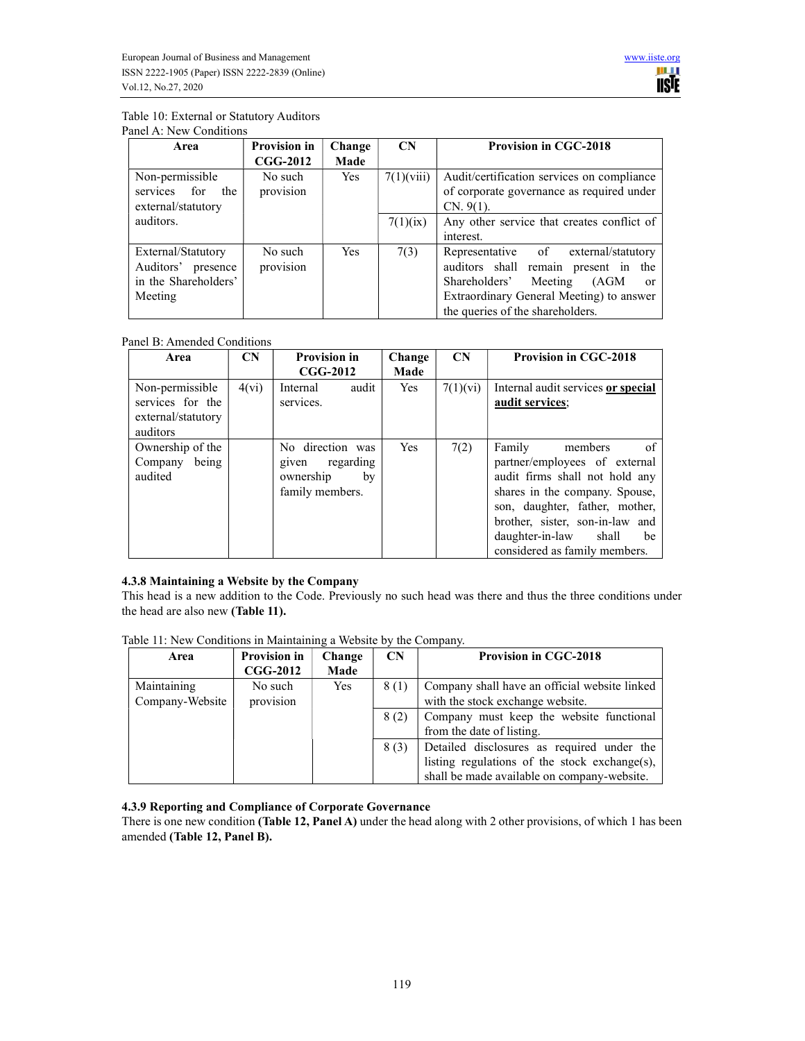Table 10: External or Statutory Auditors

Panel A: New Conditions

| Area | Provision in CGG-2012 | Change Made | CN | Provision in CGC-2018 |
|---|---|---|---|---|
| Non-permissible services for the external/statutory auditors. | No such provision | Yes | 7(1)(viii) | Audit/certification services on compliance of corporate governance as required under CN. 9(1). |
| | | | 7(1)(ix) | Any other service that creates conflict of interest. |
| External/Statutory Auditors' presence in the Shareholders' Meeting | No such provision | Yes | 7(3) | Representative of external/statutory auditors shall remain present in the Shareholders' Meeting (AGM or Extraordinary General Meeting) to answer the queries of the shareholders. |

Panel B: Amended Conditions

| Area | CN | Provision in CGG-2012 | Change Made | CN | Provision in CGC-2018 |
|---|---|---|---|---|---|
| Non-permissible services for the external/statutory auditors | 4(vi) | Internal audit services. | Yes | 7(1)(vi) | Internal audit services **or special audit services**; |
| Ownership of the Company being audited | | No direction was given regarding ownership by family members. | Yes | 7(2) | Family members of partner/employees of external audit firms shall not hold any shares in the company. Spouse, son, daughter, father, mother, brother, sister, son-in-law and daughter-in-law shall be considered as family members. |

#### 4.3.8 Maintaining a Website by the Company

This head is a new addition to the Code. Previously no such head was there and thus the three conditions under the head are also new **(Table 11).**

Table 11: New Conditions in Maintaining a Website by the Company.

| Area | Provision in CGG-2012 | Change Made | CN | Provision in CGC-2018 |
|---|---|---|---|---|
| Maintaining Company-Website | No such provision | Yes | 8 (1) | Company shall have an official website linked with the stock exchange website. |
| | | | 8 (2) | Company must keep the website functional from the date of listing. |
| | | | 8 (3) | Detailed disclosures as required under the listing regulations of the stock exchange(s), shall be made available on company-website. |

#### 4.3.9 Reporting and Compliance of Corporate Governance

There is one new condition **(Table 12, Panel A)** under the head along with 2 other provisions, of which 1 has been amended **(Table 12, Panel B).**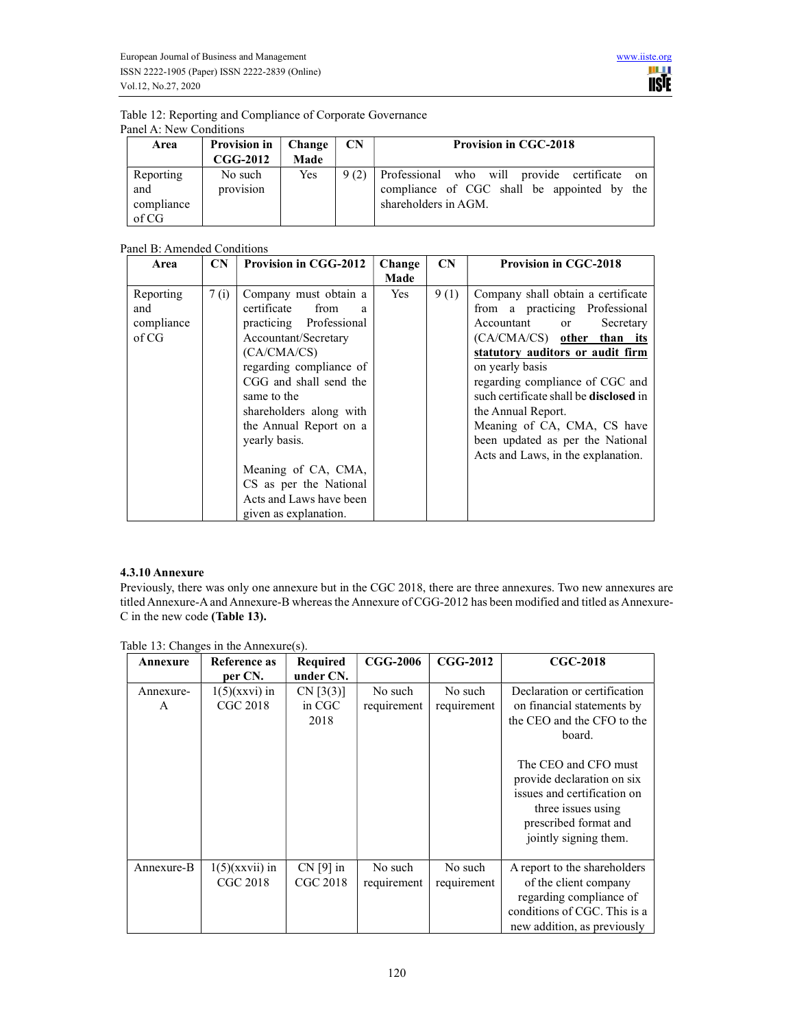Table 12: Reporting and Compliance of Corporate Governance

Panel A: New Conditions

| Area | Provision in CGG-2012 | Change Made | CN | Provision in CGC-2018 |
|---|---|---|---|---|
| Reporting and compliance of CG | No such provision | Yes | 9 (2) | Professional who will provide certificate on compliance of CGC shall be appointed by the shareholders in AGM. |

Panel B: Amended Conditions

| Area | CN | Provision in CGG-2012 | Change Made | CN | Provision in CGC-2018 |
|---|---|---|---|---|---|
| Reporting and compliance of CG | 7 (i) | Company must obtain a certificate from a practicing Professional Accountant/Secretary (CA/CMA/CS) regarding compliance of CGG and shall send the same to the shareholders along with the Annual Report on a yearly basis.<br><br>Meaning of CA, CMA, CS as per the National Acts and Laws have been given as explanation. | Yes | 9 (1) | Company shall obtain a certificate from a practicing Professional Accountant or Secretary (CA/CMA/CS) <u>**other than its statutory auditors or audit firm**</u> on yearly basis regarding compliance of CGC and such certificate shall be **disclosed** in the Annual Report.<br>Meaning of CA, CMA, CS have been updated as per the National Acts and Laws, in the explanation. |

#### 4.3.10 Annexure

Previously, there was only one annexure but in the CGC 2018, there are three annexures. Two new annexures are titled Annexure-A and Annexure-B whereas the Annexure of CGG-2012 has been modified and titled as Annexure-C in the new code **(Table 13).**

Table 13: Changes in the Annexure(s).

| Annexure | Reference as per CN. | Required under CN. | CGG-2006 | CGG-2012 | CGC-2018 |
|---|---|---|---|---|---|
| Annexure-A | 1(5)(xxvi) in CGC 2018 | CN [3(3)] in CGC 2018 | No such requirement | No such requirement | Declaration or certification on financial statements by the CEO and the CFO to the board.<br><br>The CEO and CFO must provide declaration on six issues and certification on three issues using prescribed format and jointly signing them. |
| Annexure-B | 1(5)(xxvii) in CGC 2018 | CN [9] in CGC 2018 | No such requirement | No such requirement | A report to the shareholders of the client company regarding compliance of conditions of CGC. This is a new addition, as previously |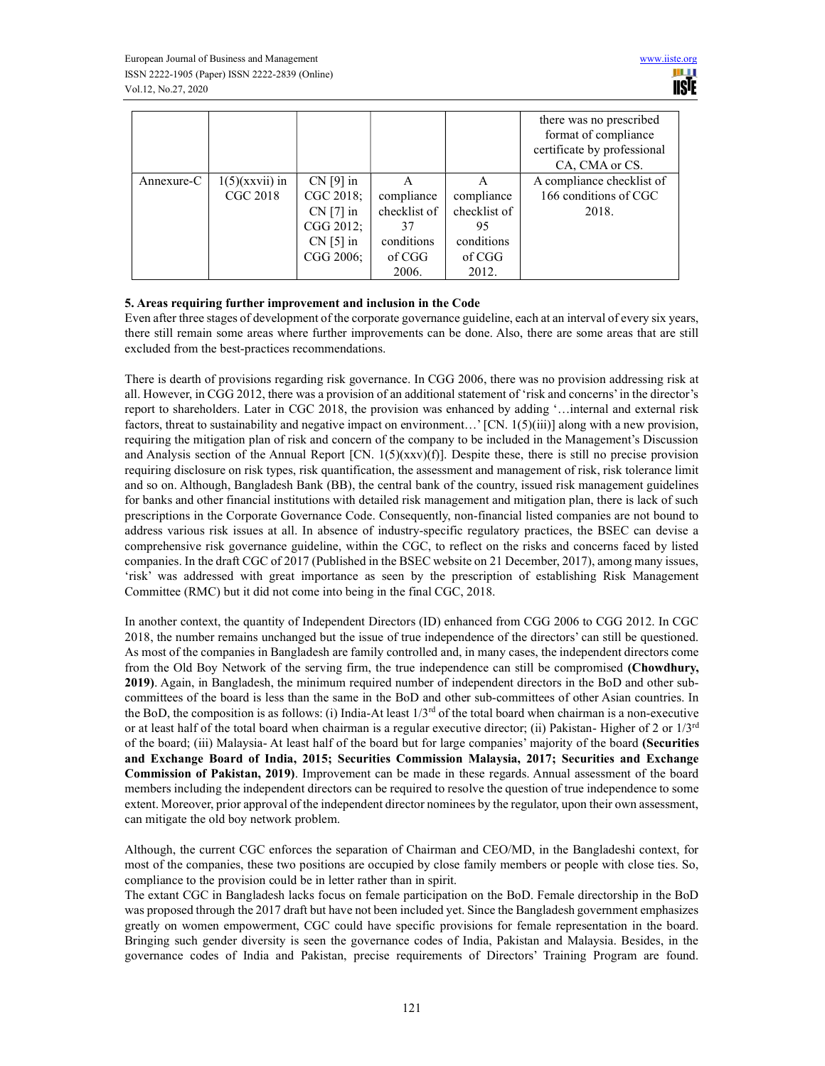| | | | | | there was no prescribed format of compliance certificate by professional CA, CMA or CS. |
|---|---|---|---|---|---|
| Annexure-C | 1(5)(xxvii) in CGC 2018 | CN [9] in CGC 2018; CN [7] in CGG 2012; CN [5] in CGG 2006; | A compliance checklist of 37 conditions of CGG 2006. | A compliance checklist of 95 conditions of CGG 2012. | A compliance checklist of 166 conditions of CGC 2018. |

## 5. Areas requiring further improvement and inclusion in the Code

Even after three stages of development of the corporate governance guideline, each at an interval of every six years, there still remain some areas where further improvements can be done. Also, there are some areas that are still excluded from the best-practices recommendations.

There is dearth of provisions regarding risk governance. In CGG 2006, there was no provision addressing risk at all. However, in CGG 2012, there was a provision of an additional statement of 'risk and concerns' in the director's report to shareholders. Later in CGC 2018, the provision was enhanced by adding '…internal and external risk factors, threat to sustainability and negative impact on environment…' [CN. 1(5)(iii)] along with a new provision, requiring the mitigation plan of risk and concern of the company to be included in the Management's Discussion and Analysis section of the Annual Report [CN. 1(5)(xxv)(f)]. Despite these, there is still no precise provision requiring disclosure on risk types, risk quantification, the assessment and management of risk, risk tolerance limit and so on. Although, Bangladesh Bank (BB), the central bank of the country, issued risk management guidelines for banks and other financial institutions with detailed risk management and mitigation plan, there is lack of such prescriptions in the Corporate Governance Code. Consequently, non-financial listed companies are not bound to address various risk issues at all. In absence of industry-specific regulatory practices, the BSEC can devise a comprehensive risk governance guideline, within the CGC, to reflect on the risks and concerns faced by listed companies. In the draft CGC of 2017 (Published in the BSEC website on 21 December, 2017), among many issues, 'risk' was addressed with great importance as seen by the prescription of establishing Risk Management Committee (RMC) but it did not come into being in the final CGC, 2018.

In another context, the quantity of Independent Directors (ID) enhanced from CGG 2006 to CGG 2012. In CGC 2018, the number remains unchanged but the issue of true independence of the directors' can still be questioned. As most of the companies in Bangladesh are family controlled and, in many cases, the independent directors come from the Old Boy Network of the serving firm, the true independence can still be compromised **(Chowdhury, 2019)**. Again, in Bangladesh, the minimum required number of independent directors in the BoD and other sub-committees of the board is less than the same in the BoD and other sub-committees of other Asian countries. In the BoD, the composition is as follows: (i) India-At least 1/3rd of the total board when chairman is a non-executive or at least half of the total board when chairman is a regular executive director; (ii) Pakistan- Higher of 2 or 1/3rd of the board; (iii) Malaysia- At least half of the board but for large companies' majority of the board **(Securities and Exchange Board of India, 2015; Securities Commission Malaysia, 2017; Securities and Exchange Commission of Pakistan, 2019)**. Improvement can be made in these regards. Annual assessment of the board members including the independent directors can be required to resolve the question of true independence to some extent. Moreover, prior approval of the independent director nominees by the regulator, upon their own assessment, can mitigate the old boy network problem.

Although, the current CGC enforces the separation of Chairman and CEO/MD, in the Bangladeshi context, for most of the companies, these two positions are occupied by close family members or people with close ties. So, compliance to the provision could be in letter rather than in spirit.

The extant CGC in Bangladesh lacks focus on female participation on the BoD. Female directorship in the BoD was proposed through the 2017 draft but have not been included yet. Since the Bangladesh government emphasizes greatly on women empowerment, CGC could have specific provisions for female representation in the board. Bringing such gender diversity is seen the governance codes of India, Pakistan and Malaysia. Besides, in the governance codes of India and Pakistan, precise requirements of Directors' Training Program are found.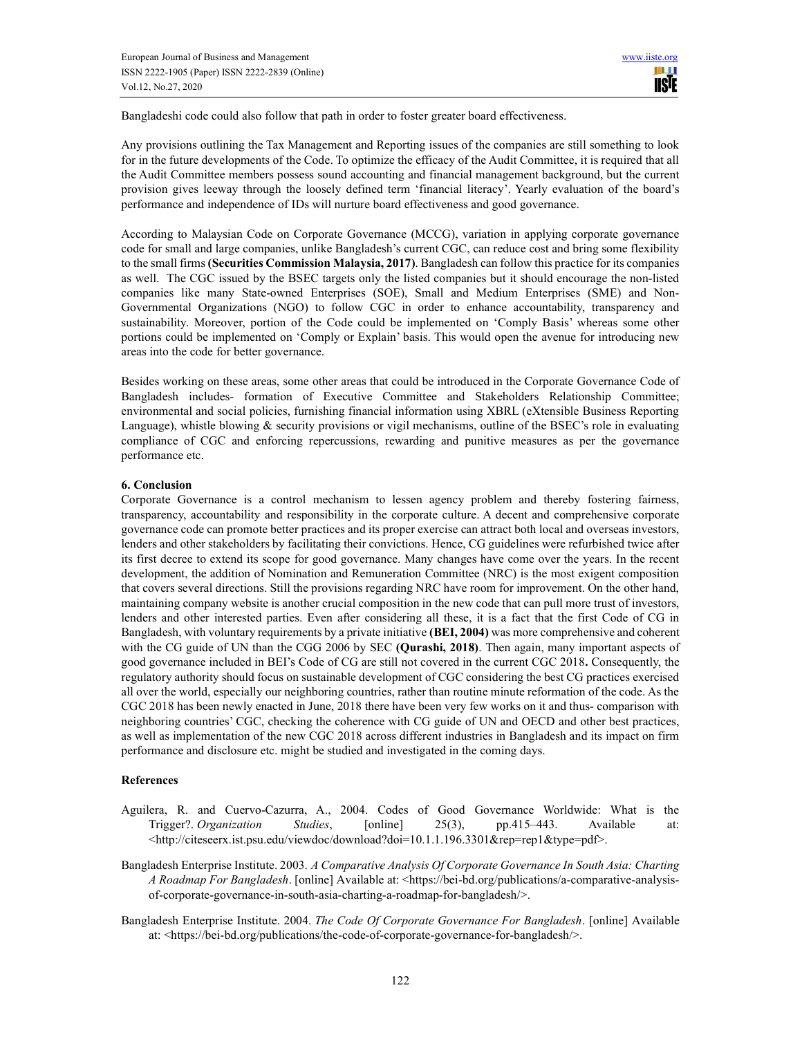Bangladeshi code could also follow that path in order to foster greater board effectiveness.

Any provisions outlining the Tax Management and Reporting issues of the companies are still something to look for in the future developments of the Code. To optimize the efficacy of the Audit Committee, it is required that all the Audit Committee members possess sound accounting and financial management background, but the current provision gives leeway through the loosely defined term 'financial literacy'. Yearly evaluation of the board's performance and independence of IDs will nurture board effectiveness and good governance.

According to Malaysian Code on Corporate Governance (MCCG), variation in applying corporate governance code for small and large companies, unlike Bangladesh's current CGC, can reduce cost and bring some flexibility to the small firms **(Securities Commission Malaysia, 2017)**. Bangladesh can follow this practice for its companies as well. The CGC issued by the BSEC targets only the listed companies but it should encourage the non-listed companies like many State-owned Enterprises (SOE), Small and Medium Enterprises (SME) and Non-Governmental Organizations (NGO) to follow CGC in order to enhance accountability, transparency and sustainability. Moreover, portion of the Code could be implemented on 'Comply Basis' whereas some other portions could be implemented on 'Comply or Explain' basis. This would open the avenue for introducing new areas into the code for better governance.

Besides working on these areas, some other areas that could be introduced in the Corporate Governance Code of Bangladesh includes- formation of Executive Committee and Stakeholders Relationship Committee; environmental and social policies, furnishing financial information using XBRL (eXtensible Business Reporting Language), whistle blowing & security provisions or vigil mechanisms, outline of the BSEC's role in evaluating compliance of CGC and enforcing repercussions, rewarding and punitive measures as per the governance performance etc.

## 6. Conclusion

Corporate Governance is a control mechanism to lessen agency problem and thereby fostering fairness, transparency, accountability and responsibility in the corporate culture. A decent and comprehensive corporate governance code can promote better practices and its proper exercise can attract both local and overseas investors, lenders and other stakeholders by facilitating their convictions. Hence, CG guidelines were refurbished twice after its first decree to extend its scope for good governance. Many changes have come over the years. In the recent development, the addition of Nomination and Remuneration Committee (NRC) is the most exigent composition that covers several directions. Still the provisions regarding NRC have room for improvement. On the other hand, maintaining company website is another crucial composition in the new code that can pull more trust of investors, lenders and other interested parties. Even after considering all these, it is a fact that the first Code of CG in Bangladesh, with voluntary requirements by a private initiative **(BEI, 2004)** was more comprehensive and coherent with the CG guide of UN than the CGG 2006 by SEC **(Qurashi, 2018)**. Then again, many important aspects of good governance included in BEI's Code of CG are still not covered in the current CGC 2018**.** Consequently, the regulatory authority should focus on sustainable development of CGC considering the best CG practices exercised all over the world, especially our neighboring countries, rather than routine minute reformation of the code. As the CGC 2018 has been newly enacted in June, 2018 there have been very few works on it and thus- comparison with neighboring countries' CGC, checking the coherence with CG guide of UN and OECD and other best practices, as well as implementation of the new CGC 2018 across different industries in Bangladesh and its impact on firm performance and disclosure etc. might be studied and investigated in the coming days.

## References

Aguilera, R. and Cuervo-Cazurra, A., 2004. Codes of Good Governance Worldwide: What is the Trigger?. *Organization Studies*, [online] 25(3), pp.415–443. Available at: <http://citeseerx.ist.psu.edu/viewdoc/download?doi=10.1.1.196.3301&rep=rep1&type=pdf>.

Bangladesh Enterprise Institute. 2003. *A Comparative Analysis Of Corporate Governance In South Asia: Charting A Roadmap For Bangladesh*. [online] Available at: <https://bei-bd.org/publications/a-comparative-analysis-of-corporate-governance-in-south-asia-charting-a-roadmap-for-bangladesh/>.

Bangladesh Enterprise Institute. 2004. *The Code Of Corporate Governance For Bangladesh*. [online] Available at: <https://bei-bd.org/publications/the-code-of-corporate-governance-for-bangladesh/>.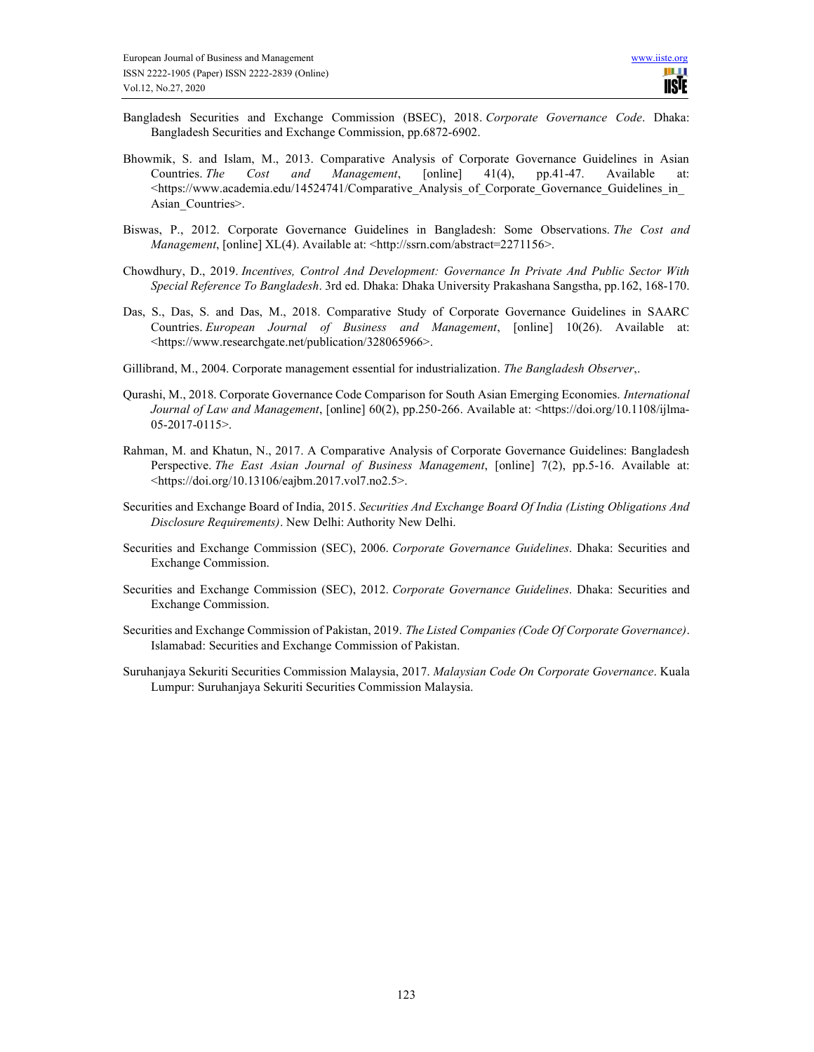Bangladesh Securities and Exchange Commission (BSEC), 2018. *Corporate Governance Code*. Dhaka: Bangladesh Securities and Exchange Commission, pp.6872-6902.

Bhowmik, S. and Islam, M., 2013. Comparative Analysis of Corporate Governance Guidelines in Asian Countries. *The Cost and Management*, [online] 41(4), pp.41-47. Available at: <https://www.academia.edu/14524741/Comparative_Analysis_of_Corporate_Governance_Guidelines_in_Asian_Countries>.

Biswas, P., 2012. Corporate Governance Guidelines in Bangladesh: Some Observations. *The Cost and Management*, [online] XL(4). Available at: <http://ssrn.com/abstract=2271156>.

Chowdhury, D., 2019. *Incentives, Control And Development: Governance In Private And Public Sector With Special Reference To Bangladesh*. 3rd ed. Dhaka: Dhaka University Prakashana Sangstha, pp.162, 168-170.

Das, S., Das, S. and Das, M., 2018. Comparative Study of Corporate Governance Guidelines in SAARC Countries. *European Journal of Business and Management*, [online] 10(26). Available at: <https://www.researchgate.net/publication/328065966>.

Gillibrand, M., 2004. Corporate management essential for industrialization. *The Bangladesh Observer*,.

Qurashi, M., 2018. Corporate Governance Code Comparison for South Asian Emerging Economies. *International Journal of Law and Management*, [online] 60(2), pp.250-266. Available at: <https://doi.org/10.1108/ijlma-05-2017-0115>.

Rahman, M. and Khatun, N., 2017. A Comparative Analysis of Corporate Governance Guidelines: Bangladesh Perspective. *The East Asian Journal of Business Management*, [online] 7(2), pp.5-16. Available at: <https://doi.org/10.13106/eajbm.2017.vol7.no2.5>.

Securities and Exchange Board of India, 2015. *Securities And Exchange Board Of India (Listing Obligations And Disclosure Requirements)*. New Delhi: Authority New Delhi.

Securities and Exchange Commission (SEC), 2006. *Corporate Governance Guidelines*. Dhaka: Securities and Exchange Commission.

Securities and Exchange Commission (SEC), 2012. *Corporate Governance Guidelines*. Dhaka: Securities and Exchange Commission.

Securities and Exchange Commission of Pakistan, 2019. *The Listed Companies (Code Of Corporate Governance)*. Islamabad: Securities and Exchange Commission of Pakistan.

Suruhanjaya Sekuriti Securities Commission Malaysia, 2017. *Malaysian Code On Corporate Governance*. Kuala Lumpur: Suruhanjaya Sekuriti Securities Commission Malaysia.